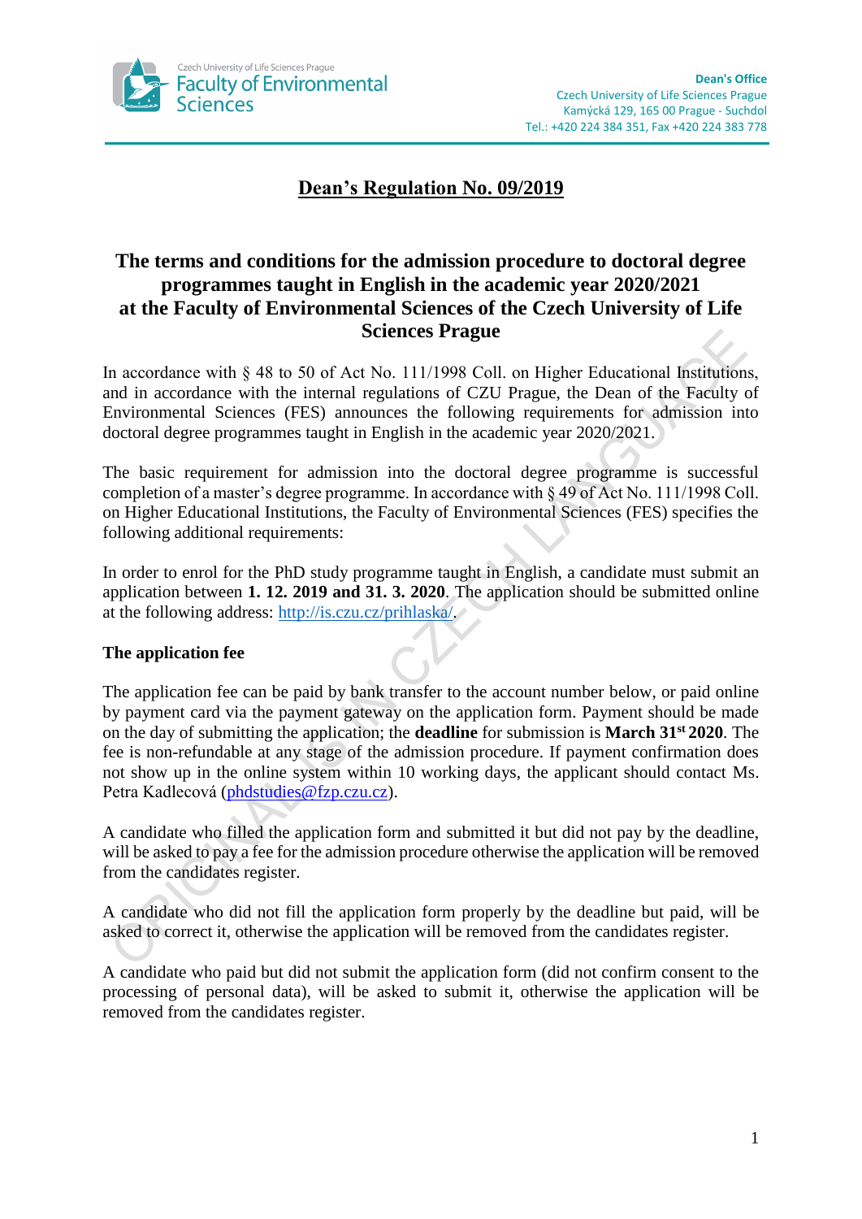Czech University of Life Sciences Prague
Faculty of Environmental Sciences

**Dean's Office**
Czech University of Life Sciences Prague
Kamýcká 129, 165 00 Prague - Suchdol
Tel.: +420 224 384 351, Fax +420 224 383 778

# Dean's Regulation No. 09/2019

## The terms and conditions for the admission procedure to doctoral degree programmes taught in English in the academic year 2020/2021 at the Faculty of Environmental Sciences of the Czech University of Life Sciences Prague

In accordance with § 48 to 50 of Act No. 111/1998 Coll. on Higher Educational Institutions, and in accordance with the internal regulations of CZU Prague, the Dean of the Faculty of Environmental Sciences (FES) announces the following requirements for admission into doctoral degree programmes taught in English in the academic year 2020/2021.

The basic requirement for admission into the doctoral degree programme is successful completion of a master's degree programme. In accordance with § 49 of Act No. 111/1998 Coll. on Higher Educational Institutions, the Faculty of Environmental Sciences (FES) specifies the following additional requirements:

In order to enrol for the PhD study programme taught in English, a candidate must submit an application between **1. 12. 2019 and 31. 3. 2020**. The application should be submitted online at the following address: http://is.czu.cz/prihlaska/.

**The application fee**

The application fee can be paid by bank transfer to the account number below, or paid online by payment card via the payment gateway on the application form. Payment should be made on the day of submitting the application; the **deadline** for submission is **March 31st 2020**. The fee is non-refundable at any stage of the admission procedure. If payment confirmation does not show up in the online system within 10 working days, the applicant should contact Ms. Petra Kadlecová (phdstudies@fzp.czu.cz).

A candidate who filled the application form and submitted it but did not pay by the deadline, will be asked to pay a fee for the admission procedure otherwise the application will be removed from the candidates register.

A candidate who did not fill the application form properly by the deadline but paid, will be asked to correct it, otherwise the application will be removed from the candidates register.

A candidate who paid but did not submit the application form (did not confirm consent to the processing of personal data), will be asked to submit it, otherwise the application will be removed from the candidates register.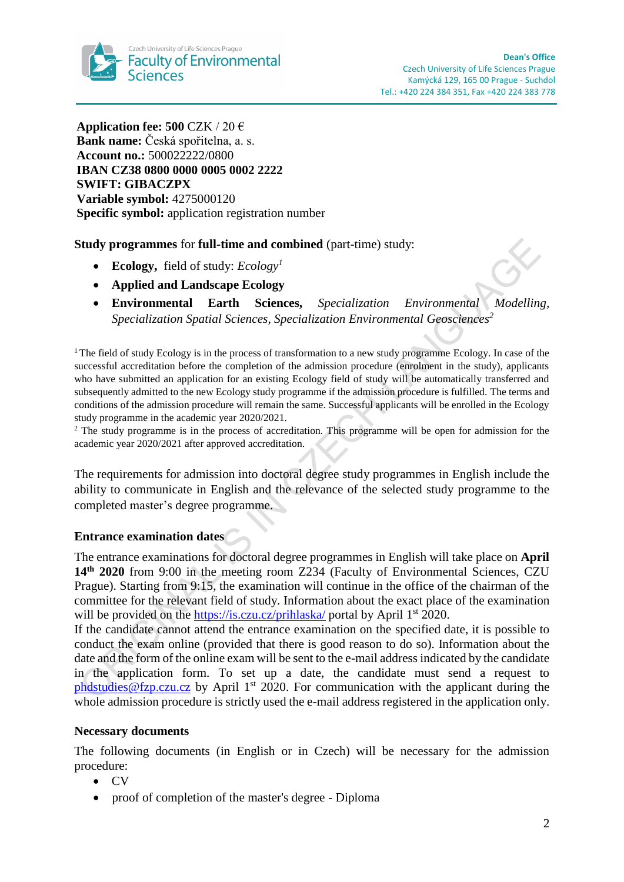**Application fee: 500** CZK / 20 €
**Bank name:** Česká spořitelna, a. s.
**Account no.:** 500022222/0800
**IBAN CZ38 0800 0000 0005 0002 2222**
**SWIFT: GIBACZPX**
**Variable symbol:** 4275000120
**Specific symbol:** application registration number

**Study programmes** for **full-time and combined** (part-time) study:

- **Ecology,** field of study: *Ecology*[1]
- **Applied and Landscape Ecology**
- **Environmental Earth Sciences,** *Specialization Environmental Modelling, Specialization Spatial Sciences, Specialization Environmental Geosciences*[2]

[1] The field of study Ecology is in the process of transformation to a new study programme Ecology. In case of the successful accreditation before the completion of the admission procedure (enrolment in the study), applicants who have submitted an application for an existing Ecology field of study will be automatically transferred and subsequently admitted to the new Ecology study programme if the admission procedure is fulfilled. The terms and conditions of the admission procedure will remain the same. Successful applicants will be enrolled in the Ecology study programme in the academic year 2020/2021.

[2] The study programme is in the process of accreditation. This programme will be open for admission for the academic year 2020/2021 after approved accreditation.

The requirements for admission into doctoral degree study programmes in English include the ability to communicate in English and the relevance of the selected study programme to the completed master's degree programme.

**Entrance examination dates**

The entrance examinations for doctoral degree programmes in English will take place on **April 14th 2020** from 9:00 in the meeting room Z234 (Faculty of Environmental Sciences, CZU Prague). Starting from 9:15, the examination will continue in the office of the chairman of the committee for the relevant field of study. Information about the exact place of the examination will be provided on the https://is.czu.cz/prihlaska/ portal by April 1st 2020.
If the candidate cannot attend the entrance examination on the specified date, it is possible to conduct the exam online (provided that there is good reason to do so). Information about the date and the form of the online exam will be sent to the e-mail address indicated by the candidate in the application form. To set up a date, the candidate must send a request to phdstudies@fzp.czu.cz by April 1st 2020. For communication with the applicant during the whole admission procedure is strictly used the e-mail address registered in the application only.

**Necessary documents**

The following documents (in English or in Czech) will be necessary for the admission procedure:

- CV
- proof of completion of the master's degree - Diploma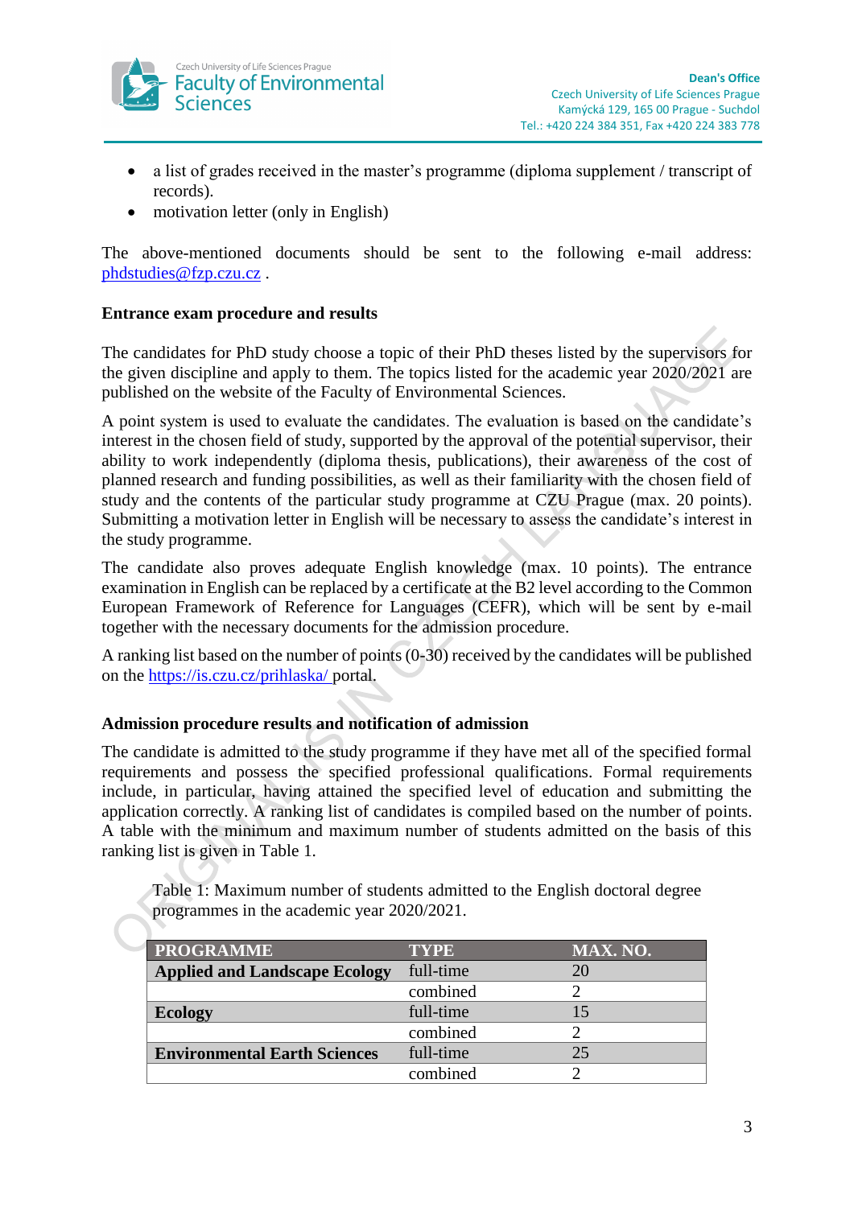- a list of grades received in the master's programme (diploma supplement / transcript of records).
- motivation letter (only in English)

The above-mentioned documents should be sent to the following e-mail address: phdstudies@fzp.czu.cz .

**Entrance exam procedure and results**

The candidates for PhD study choose a topic of their PhD theses listed by the supervisors for the given discipline and apply to them. The topics listed for the academic year 2020/2021 are published on the website of the Faculty of Environmental Sciences.

A point system is used to evaluate the candidates. The evaluation is based on the candidate's interest in the chosen field of study, supported by the approval of the potential supervisor, their ability to work independently (diploma thesis, publications), their awareness of the cost of planned research and funding possibilities, as well as their familiarity with the chosen field of study and the contents of the particular study programme at CZU Prague (max. 20 points). Submitting a motivation letter in English will be necessary to assess the candidate's interest in the study programme.

The candidate also proves adequate English knowledge (max. 10 points). The entrance examination in English can be replaced by a certificate at the B2 level according to the Common European Framework of Reference for Languages (CEFR), which will be sent by e-mail together with the necessary documents for the admission procedure.

A ranking list based on the number of points (0-30) received by the candidates will be published on the https://is.czu.cz/prihlaska/ portal.

**Admission procedure results and notification of admission**

The candidate is admitted to the study programme if they have met all of the specified formal requirements and possess the specified professional qualifications. Formal requirements include, in particular, having attained the specified level of education and submitting the application correctly. A ranking list of candidates is compiled based on the number of points. A table with the minimum and maximum number of students admitted on the basis of this ranking list is given in Table 1.

Table 1: Maximum number of students admitted to the English doctoral degree programmes in the academic year 2020/2021.

| PROGRAMME | TYPE | MAX. NO. |
|---|---|---|
| **Applied and Landscape Ecology** | full-time | 20 |
| | combined | 2 |
| **Ecology** | full-time | 15 |
| | combined | 2 |
| **Environmental Earth Sciences** | full-time | 25 |
| | combined | 2 |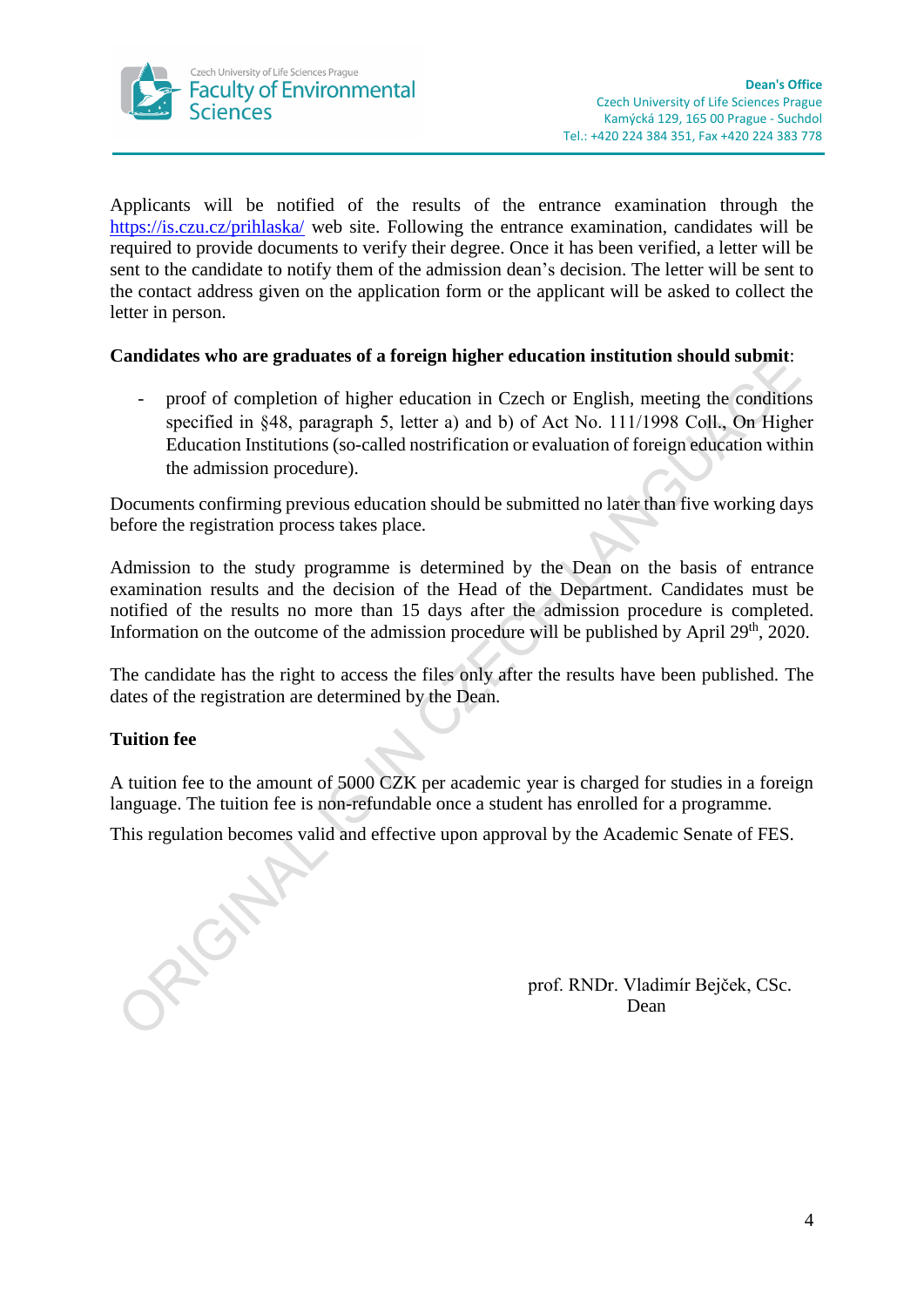Applicants will be notified of the results of the entrance examination through the https://is.czu.cz/prihlaska/ web site. Following the entrance examination, candidates will be required to provide documents to verify their degree. Once it has been verified, a letter will be sent to the candidate to notify them of the admission dean's decision. The letter will be sent to the contact address given on the application form or the applicant will be asked to collect the letter in person.

**Candidates who are graduates of a foreign higher education institution should submit**:

- proof of completion of higher education in Czech or English, meeting the conditions specified in §48, paragraph 5, letter a) and b) of Act No. 111/1998 Coll., On Higher Education Institutions (so-called nostrification or evaluation of foreign education within the admission procedure).

Documents confirming previous education should be submitted no later than five working days before the registration process takes place.

Admission to the study programme is determined by the Dean on the basis of entrance examination results and the decision of the Head of the Department. Candidates must be notified of the results no more than 15 days after the admission procedure is completed. Information on the outcome of the admission procedure will be published by April 29th, 2020.

The candidate has the right to access the files only after the results have been published. The dates of the registration are determined by the Dean.

**Tuition fee**

A tuition fee to the amount of 5000 CZK per academic year is charged for studies in a foreign language. The tuition fee is non-refundable once a student has enrolled for a programme.

This regulation becomes valid and effective upon approval by the Academic Senate of FES.

prof. RNDr. Vladimír Bejček, CSc.
Dean